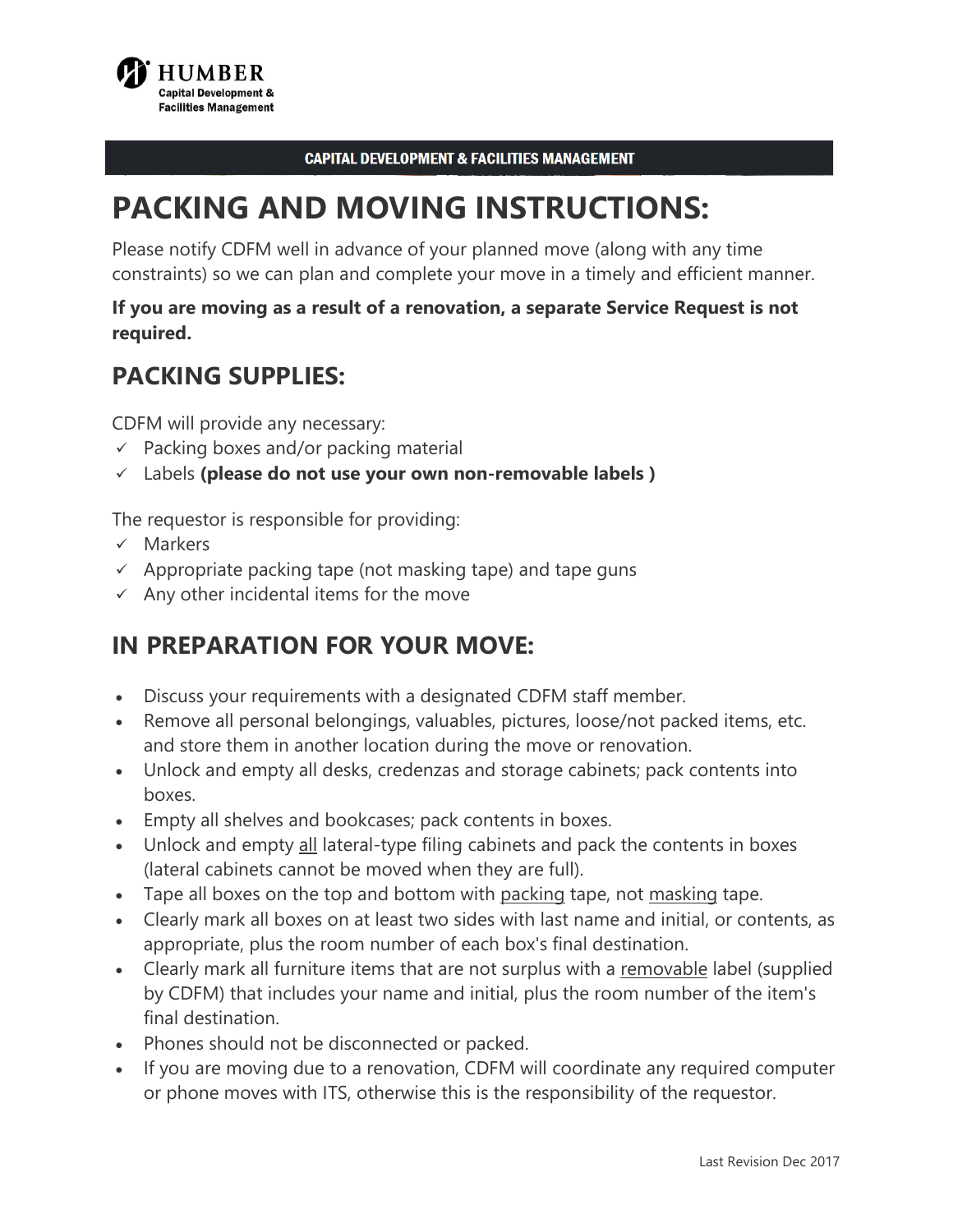HUMBER
Capital Development &
Facilities Management

CAPITAL DEVELOPMENT & FACILITIES MANAGEMENT

# PACKING AND MOVING INSTRUCTIONS:

Please notify CDFM well in advance of your planned move (along with any time constraints) so we can plan and complete your move in a timely and efficient manner.

**If you are moving as a result of a renovation, a separate Service Request is not required.**

## PACKING SUPPLIES:

CDFM will provide any necessary:

- ✓ Packing boxes and/or packing material
- ✓ Labels **(please do not use your own non-removable labels )**

The requestor is responsible for providing:

- ✓ Markers
- ✓ Appropriate packing tape (not masking tape) and tape guns
- ✓ Any other incidental items for the move

## IN PREPARATION FOR YOUR MOVE:

- Discuss your requirements with a designated CDFM staff member.
- Remove all personal belongings, valuables, pictures, loose/not packed items, etc. and store them in another location during the move or renovation.
- Unlock and empty all desks, credenzas and storage cabinets; pack contents into boxes.
- Empty all shelves and bookcases; pack contents in boxes.
- Unlock and empty <u>all</u> lateral-type filing cabinets and pack the contents in boxes (lateral cabinets cannot be moved when they are full).
- Tape all boxes on the top and bottom with <u>packing</u> tape, not <u>masking</u> tape.
- Clearly mark all boxes on at least two sides with last name and initial, or contents, as appropriate, plus the room number of each box's final destination.
- Clearly mark all furniture items that are not surplus with a <u>removable</u> label (supplied by CDFM) that includes your name and initial, plus the room number of the item's final destination.
- Phones should not be disconnected or packed.
- If you are moving due to a renovation, CDFM will coordinate any required computer or phone moves with ITS, otherwise this is the responsibility of the requestor.

Last Revision Dec 2017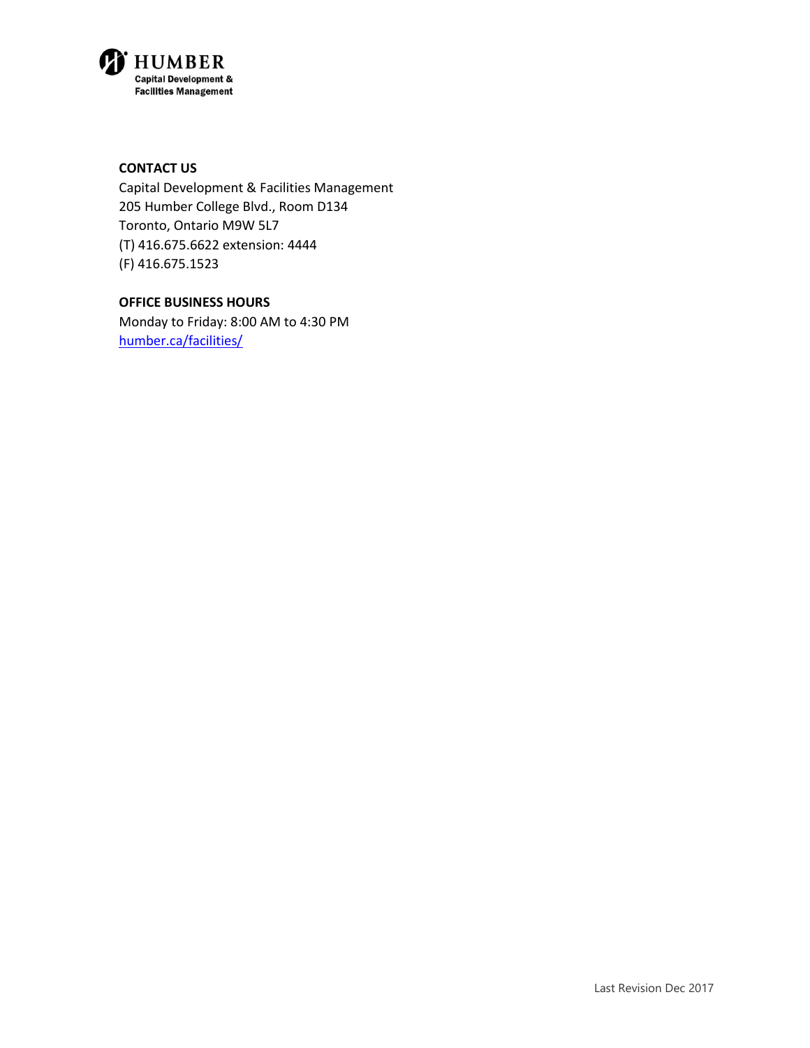**HUMBER**
**Capital Development & Facilities Management**

**CONTACT US**

Capital Development & Facilities Management
205 Humber College Blvd., Room D134
Toronto, Ontario M9W 5L7
(T) 416.675.6622 extension: 4444
(F) 416.675.1523

**OFFICE BUSINESS HOURS**

Monday to Friday: 8:00 AM to 4:30 PM
humber.ca/facilities/

Last Revision Dec 2017